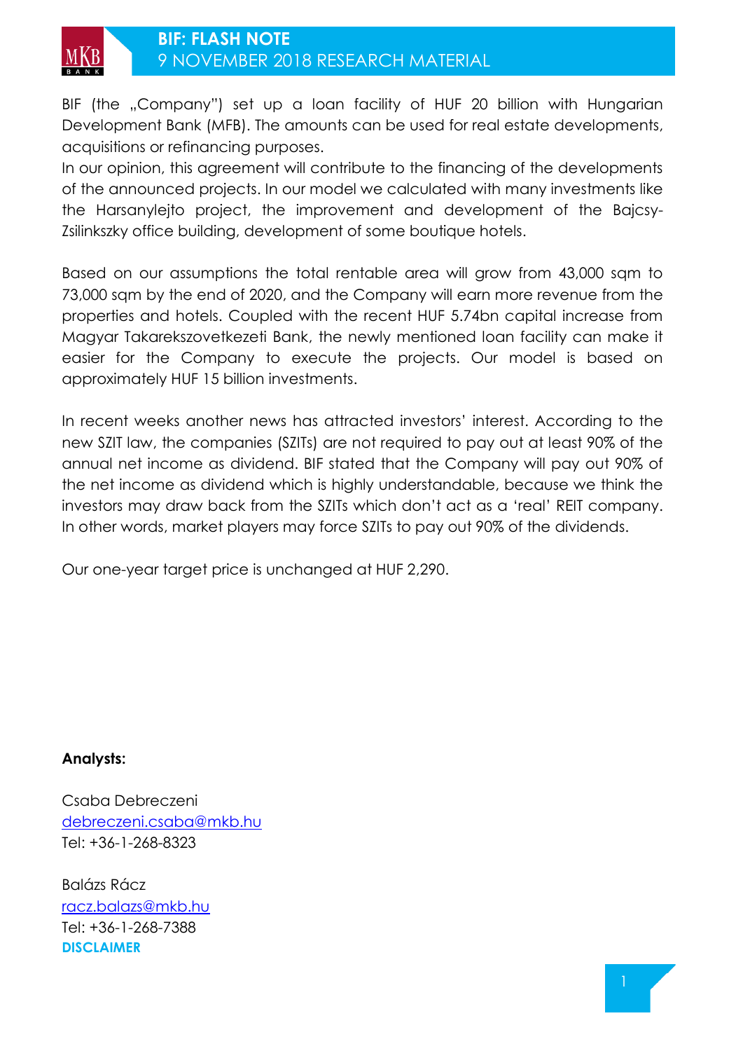# BIF: FLASH NOTE

## 9 NOVEMBER 2018 RESEARCH MATERIAL

BIF (the „Company") set up a loan facility of HUF 20 billion with Hungarian Development Bank (MFB). The amounts can be used for real estate developments, acquisitions or refinancing purposes.

In our opinion, this agreement will contribute to the financing of the developments of the announced projects. In our model we calculated with many investments like the Harsanylejto project, the improvement and development of the Bajcsy-Zsilinkszky office building, development of some boutique hotels.

Based on our assumptions the total rentable area will grow from 43,000 sqm to 73,000 sqm by the end of 2020, and the Company will earn more revenue from the properties and hotels. Coupled with the recent HUF 5.74bn capital increase from Magyar Takarekszovetkezeti Bank, the newly mentioned loan facility can make it easier for the Company to execute the projects. Our model is based on approximately HUF 15 billion investments.

In recent weeks another news has attracted investors' interest. According to the new SZIT law, the companies (SZITs) are not required to pay out at least 90% of the annual net income as dividend. BIF stated that the Company will pay out 90% of the net income as dividend which is highly understandable, because we think the investors may draw back from the SZITs which don't act as a 'real' REIT company. In other words, market players may force SZITs to pay out 90% of the dividends.

Our one-year target price is unchanged at HUF 2,290.

**Analysts:**

Csaba Debreczeni
debreczeni.csaba@mkb.hu
Tel: +36-1-268-8323

Balázs Rácz
racz.balazs@mkb.hu
Tel: +36-1-268-7388

**DISCLAIMER**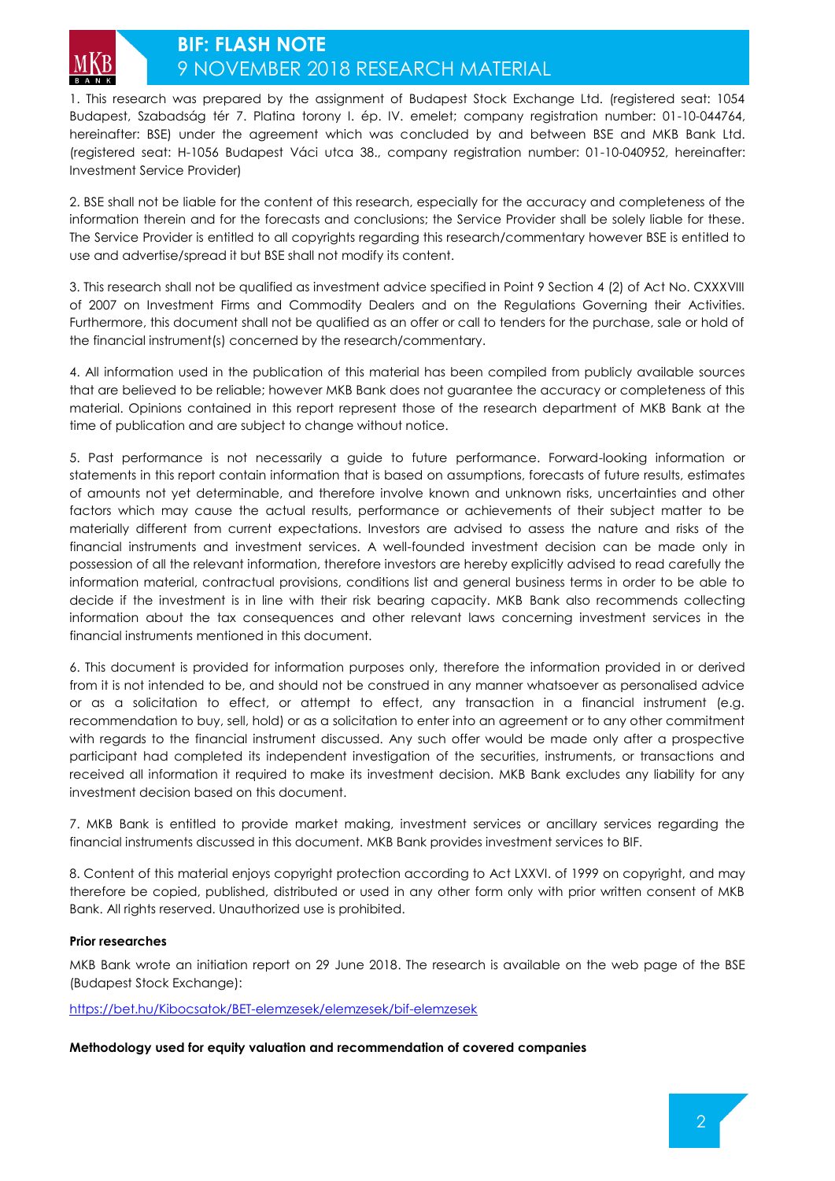1. This research was prepared by the assignment of Budapest Stock Exchange Ltd. (registered seat: 1054 Budapest, Szabadság tér 7. Platina torony I. ép. IV. emelet; company registration number: 01-10-044764, hereinafter: BSE) under the agreement which was concluded by and between BSE and MKB Bank Ltd. (registered seat: H-1056 Budapest Váci utca 38., company registration number: 01-10-040952, hereinafter: Investment Service Provider)

2. BSE shall not be liable for the content of this research, especially for the accuracy and completeness of the information therein and for the forecasts and conclusions; the Service Provider shall be solely liable for these. The Service Provider is entitled to all copyrights regarding this research/commentary however BSE is entitled to use and advertise/spread it but BSE shall not modify its content.

3. This research shall not be qualified as investment advice specified in Point 9 Section 4 (2) of Act No. CXXXVIII of 2007 on Investment Firms and Commodity Dealers and on the Regulations Governing their Activities. Furthermore, this document shall not be qualified as an offer or call to tenders for the purchase, sale or hold of the financial instrument(s) concerned by the research/commentary.

4. All information used in the publication of this material has been compiled from publicly available sources that are believed to be reliable; however MKB Bank does not guarantee the accuracy or completeness of this material. Opinions contained in this report represent those of the research department of MKB Bank at the time of publication and are subject to change without notice.

5. Past performance is not necessarily a guide to future performance. Forward-looking information or statements in this report contain information that is based on assumptions, forecasts of future results, estimates of amounts not yet determinable, and therefore involve known and unknown risks, uncertainties and other factors which may cause the actual results, performance or achievements of their subject matter to be materially different from current expectations. Investors are advised to assess the nature and risks of the financial instruments and investment services. A well-founded investment decision can be made only in possession of all the relevant information, therefore investors are hereby explicitly advised to read carefully the information material, contractual provisions, conditions list and general business terms in order to be able to decide if the investment is in line with their risk bearing capacity. MKB Bank also recommends collecting information about the tax consequences and other relevant laws concerning investment services in the financial instruments mentioned in this document.

6. This document is provided for information purposes only, therefore the information provided in or derived from it is not intended to be, and should not be construed in any manner whatsoever as personalised advice or as a solicitation to effect, or attempt to effect, any transaction in a financial instrument (e.g. recommendation to buy, sell, hold) or as a solicitation to enter into an agreement or to any other commitment with regards to the financial instrument discussed. Any such offer would be made only after a prospective participant had completed its independent investigation of the securities, instruments, or transactions and received all information it required to make its investment decision. MKB Bank excludes any liability for any investment decision based on this document.

7. MKB Bank is entitled to provide market making, investment services or ancillary services regarding the financial instruments discussed in this document. MKB Bank provides investment services to BIF.

8. Content of this material enjoys copyright protection according to Act LXXVI. of 1999 on copyright, and may therefore be copied, published, distributed or used in any other form only with prior written consent of MKB Bank. All rights reserved. Unauthorized use is prohibited.

**Prior researches**

MKB Bank wrote an initiation report on 29 June 2018. The research is available on the web page of the BSE (Budapest Stock Exchange):

https://bet.hu/Kibocsatok/BET-elemzesek/elemzesek/bif-elemzesek

**Methodology used for equity valuation and recommendation of covered companies**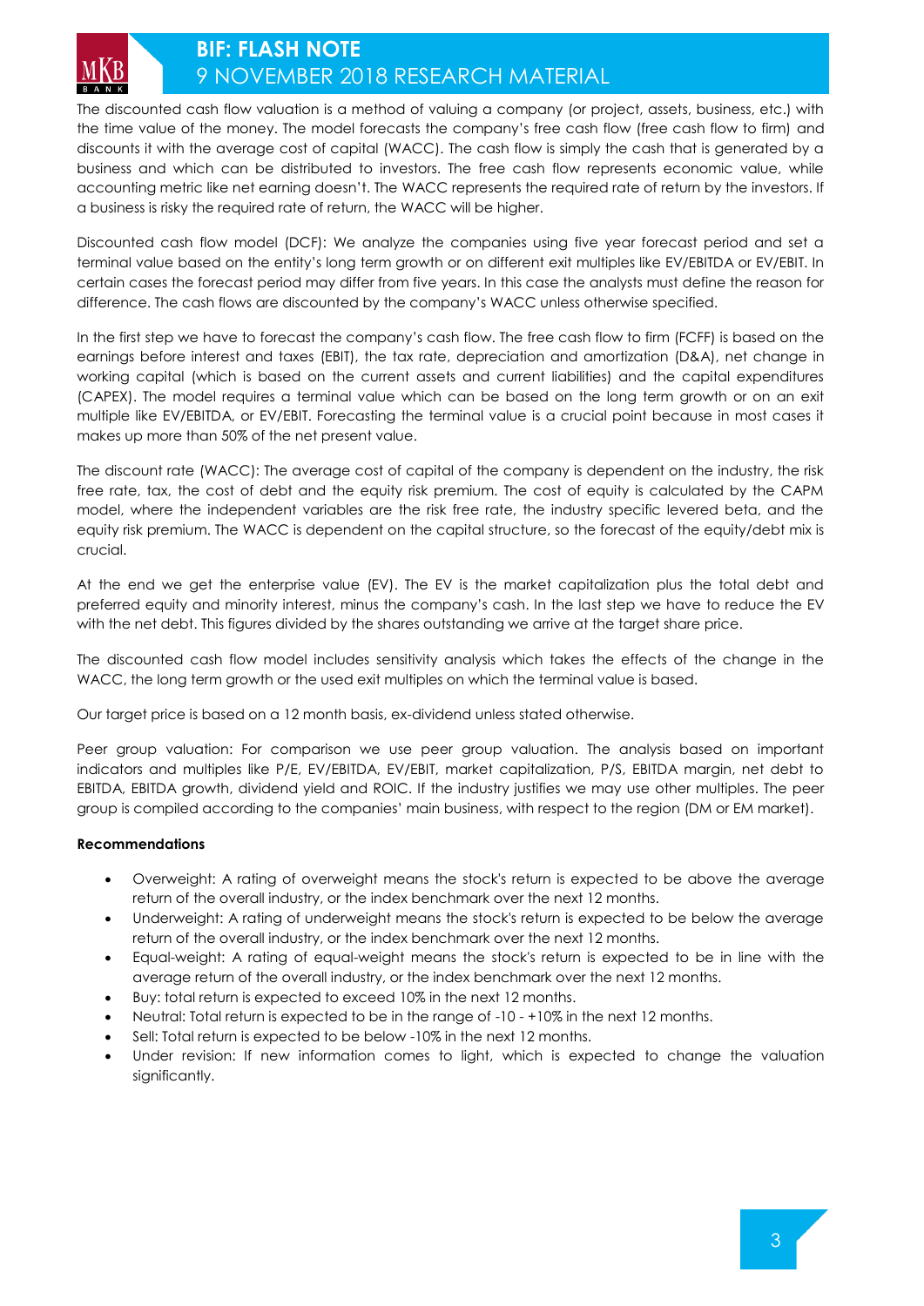The discounted cash flow valuation is a method of valuing a company (or project, assets, business, etc.) with the time value of the money. The model forecasts the company's free cash flow (free cash flow to firm) and discounts it with the average cost of capital (WACC). The cash flow is simply the cash that is generated by a business and which can be distributed to investors. The free cash flow represents economic value, while accounting metric like net earning doesn't. The WACC represents the required rate of return by the investors. If a business is risky the required rate of return, the WACC will be higher.

Discounted cash flow model (DCF): We analyze the companies using five year forecast period and set a terminal value based on the entity's long term growth or on different exit multiples like EV/EBITDA or EV/EBIT. In certain cases the forecast period may differ from five years. In this case the analysts must define the reason for difference. The cash flows are discounted by the company's WACC unless otherwise specified.

In the first step we have to forecast the company's cash flow. The free cash flow to firm (FCFF) is based on the earnings before interest and taxes (EBIT), the tax rate, depreciation and amortization (D&A), net change in working capital (which is based on the current assets and current liabilities) and the capital expenditures (CAPEX). The model requires a terminal value which can be based on the long term growth or on an exit multiple like EV/EBITDA, or EV/EBIT. Forecasting the terminal value is a crucial point because in most cases it makes up more than 50% of the net present value.

The discount rate (WACC): The average cost of capital of the company is dependent on the industry, the risk free rate, tax, the cost of debt and the equity risk premium. The cost of equity is calculated by the CAPM model, where the independent variables are the risk free rate, the industry specific levered beta, and the equity risk premium. The WACC is dependent on the capital structure, so the forecast of the equity/debt mix is crucial.

At the end we get the enterprise value (EV). The EV is the market capitalization plus the total debt and preferred equity and minority interest, minus the company's cash. In the last step we have to reduce the EV with the net debt. This figures divided by the shares outstanding we arrive at the target share price.

The discounted cash flow model includes sensitivity analysis which takes the effects of the change in the WACC, the long term growth or the used exit multiples on which the terminal value is based.

Our target price is based on a 12 month basis, ex-dividend unless stated otherwise.

Peer group valuation: For comparison we use peer group valuation. The analysis based on important indicators and multiples like P/E, EV/EBITDA, EV/EBIT, market capitalization, P/S, EBITDA margin, net debt to EBITDA, EBITDA growth, dividend yield and ROIC. If the industry justifies we may use other multiples. The peer group is compiled according to the companies' main business, with respect to the region (DM or EM market).

**Recommendations**

- Overweight: A rating of overweight means the stock's return is expected to be above the average return of the overall industry, or the index benchmark over the next 12 months.
- Underweight: A rating of underweight means the stock's return is expected to be below the average return of the overall industry, or the index benchmark over the next 12 months.
- Equal-weight: A rating of equal-weight means the stock's return is expected to be in line with the average return of the overall industry, or the index benchmark over the next 12 months.
- Buy: total return is expected to exceed 10% in the next 12 months.
- Neutral: Total return is expected to be in the range of -10 - +10% in the next 12 months.
- Sell: Total return is expected to be below -10% in the next 12 months.
- Under revision: If new information comes to light, which is expected to change the valuation significantly.